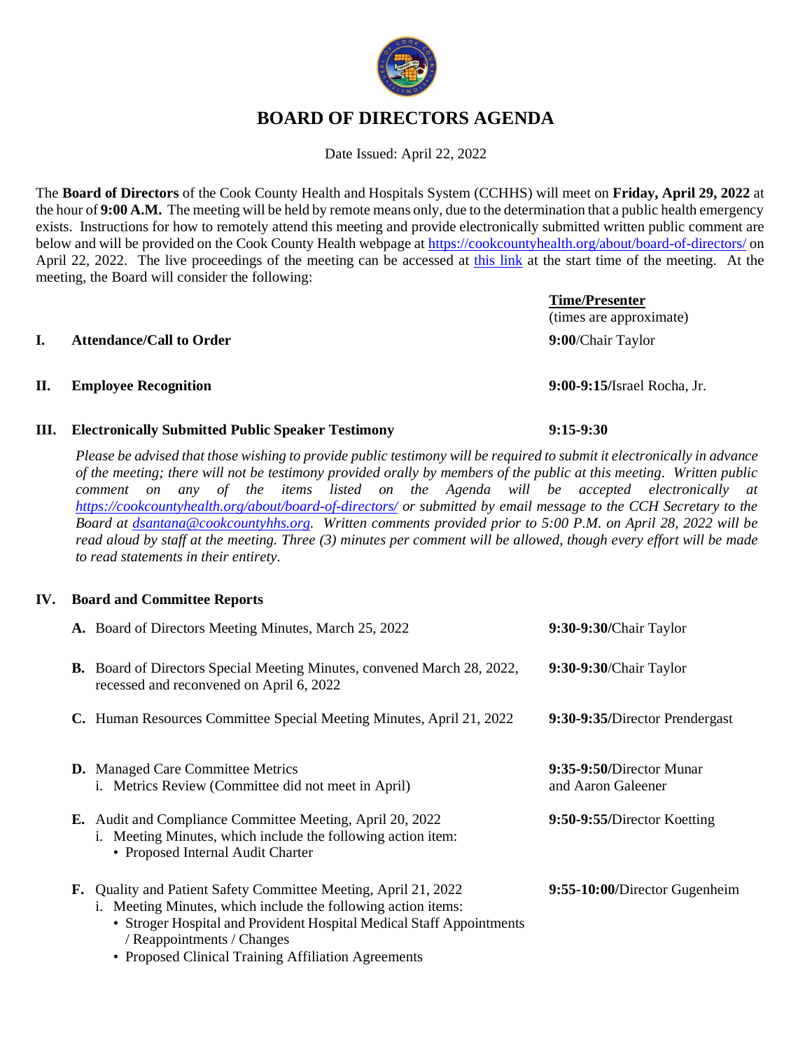# BOARD OF DIRECTORS AGENDA

Date Issued: April 22, 2022

The **Board of Directors** of the Cook County Health and Hospitals System (CCHHS) will meet on **Friday, April 29, 2022** at the hour of **9:00 A.M.** The meeting will be held by remote means only, due to the determination that a public health emergency exists. Instructions for how to remotely attend this meeting and provide electronically submitted written public comment are below and will be provided on the Cook County Health webpage at https://cookcountyhealth.org/about/board-of-directors/ on April 22, 2022. The live proceedings of the meeting can be accessed at this link at the start time of the meeting. At the meeting, the Board will consider the following:

| | | **Time/Presenter** (times are approximate) |
|---|---|---|
| **I.** | **Attendance/Call to Order** | **9:00**/Chair Taylor |
| **II.** | **Employee Recognition** | **9:00-9:15/**Israel Rocha, Jr. |
| **III.** | **Electronically Submitted Public Speaker Testimony** | **9:15-9:30** |

*Please be advised that those wishing to provide public testimony will be required to submit it electronically in advance of the meeting; there will not be testimony provided orally by members of the public at this meeting. Written public comment on any of the items listed on the Agenda will be accepted electronically at https://cookcountyhealth.org/about/board-of-directors/ or submitted by email message to the CCH Secretary to the Board at dsantana@cookcountyhhs.org. Written comments provided prior to 5:00 P.M. on April 28, 2022 will be read aloud by staff at the meeting. Three (3) minutes per comment will be allowed, though every effort will be made to read statements in their entirety.*

**IV. Board and Committee Reports**

| Item | Time/Presenter |
|---|---|
| **A.** Board of Directors Meeting Minutes, March 25, 2022 | **9:30-9:30/**Chair Taylor |
| **B.** Board of Directors Special Meeting Minutes, convened March 28, 2022, recessed and reconvened on April 6, 2022 | **9:30-9:30**/Chair Taylor |
| **C.** Human Resources Committee Special Meeting Minutes, April 21, 2022 | **9:30-9:35/**Director Prendergast |
| **D.** Managed Care Committee Metrics<br>i. Metrics Review (Committee did not meet in April) | **9:35-9:50/**Director Munar and Aaron Galeener |
| **E.** Audit and Compliance Committee Meeting, April 20, 2022<br>i. Meeting Minutes, which include the following action item:<br>• Proposed Internal Audit Charter | **9:50-9:55/**Director Koetting |
| **F.** Quality and Patient Safety Committee Meeting, April 21, 2022<br>i. Meeting Minutes, which include the following action items:<br>• Stroger Hospital and Provident Hospital Medical Staff Appointments / Reappointments / Changes<br>• Proposed Clinical Training Affiliation Agreements | **9:55-10:00/**Director Gugenheim |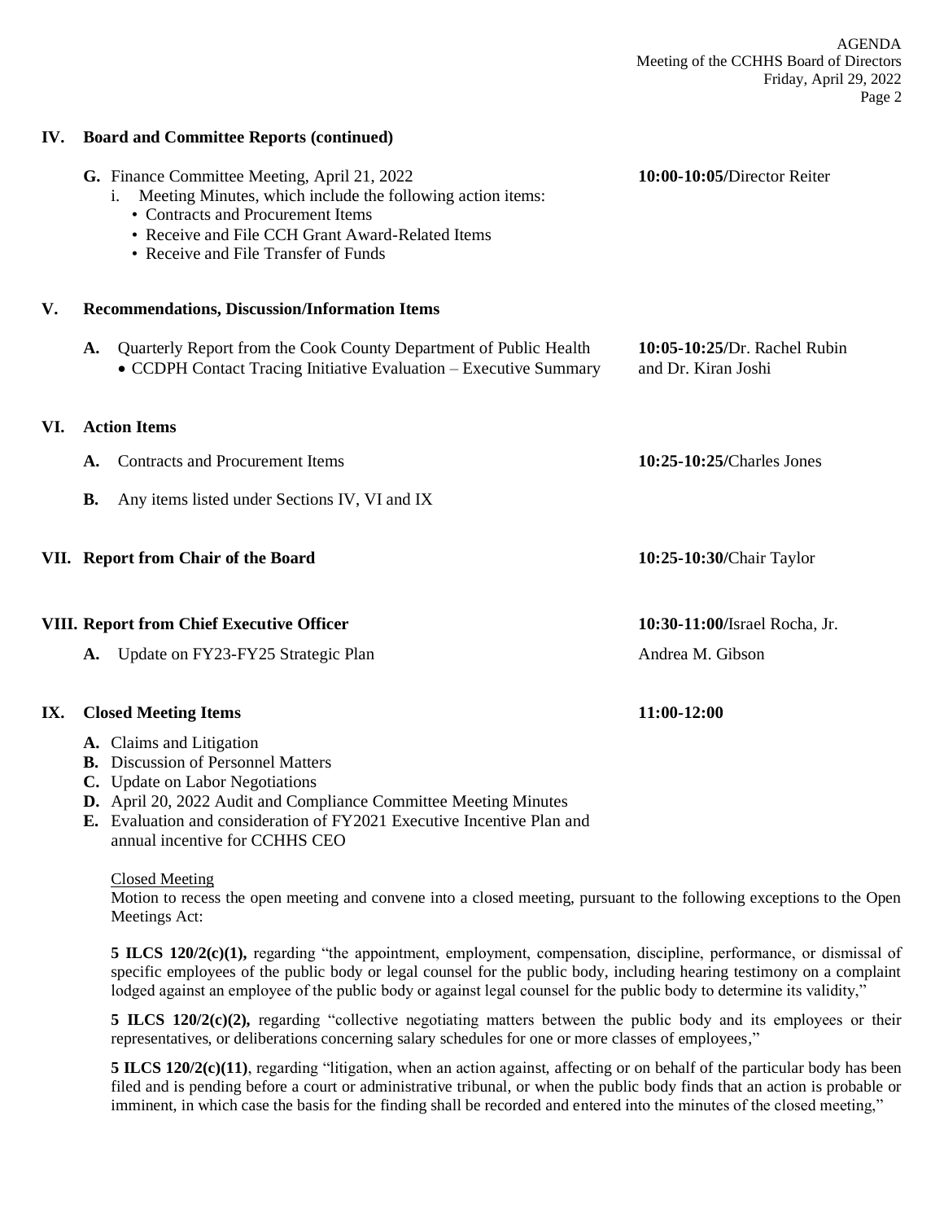## IV. Board and Committee Reports (continued)

**G.** Finance Committee Meeting, April 21, 2022 — **10:00-10:05/**Director Reiter

i. Meeting Minutes, which include the following action items:
- Contracts and Procurement Items
- Receive and File CCH Grant Award-Related Items
- Receive and File Transfer of Funds

## V. Recommendations, Discussion/Information Items

**A.** Quarterly Report from the Cook County Department of Public Health — **10:05-10:25/**Dr. Rachel Rubin and Dr. Kiran Joshi

- CCDPH Contact Tracing Initiative Evaluation – Executive Summary

## VI. Action Items

**A.** Contracts and Procurement Items — **10:25-10:25/**Charles Jones

**B.** Any items listed under Sections IV, VI and IX

## VII. Report from Chair of the Board — **10:25-10:30/**Chair Taylor

## VIII. Report from Chief Executive Officer — **10:30-11:00/**Israel Rocha, Jr.

**A.** Update on FY23-FY25 Strategic Plan — Andrea M. Gibson

## IX. Closed Meeting Items — **11:00-12:00**

**A.** Claims and Litigation  
**B.** Discussion of Personnel Matters  
**C.** Update on Labor Negotiations  
**D.** April 20, 2022 Audit and Compliance Committee Meeting Minutes  
**E.** Evaluation and consideration of FY2021 Executive Incentive Plan and annual incentive for CCHHS CEO

Closed Meeting

Motion to recess the open meeting and convene into a closed meeting, pursuant to the following exceptions to the Open Meetings Act:

**5 ILCS 120/2(c)(1),** regarding "the appointment, employment, compensation, discipline, performance, or dismissal of specific employees of the public body or legal counsel for the public body, including hearing testimony on a complaint lodged against an employee of the public body or against legal counsel for the public body to determine its validity,"

**5 ILCS 120/2(c)(2),** regarding "collective negotiating matters between the public body and its employees or their representatives, or deliberations concerning salary schedules for one or more classes of employees,"

**5 ILCS 120/2(c)(11)**, regarding "litigation, when an action against, affecting or on behalf of the particular body has been filed and is pending before a court or administrative tribunal, or when the public body finds that an action is probable or imminent, in which case the basis for the finding shall be recorded and entered into the minutes of the closed meeting,"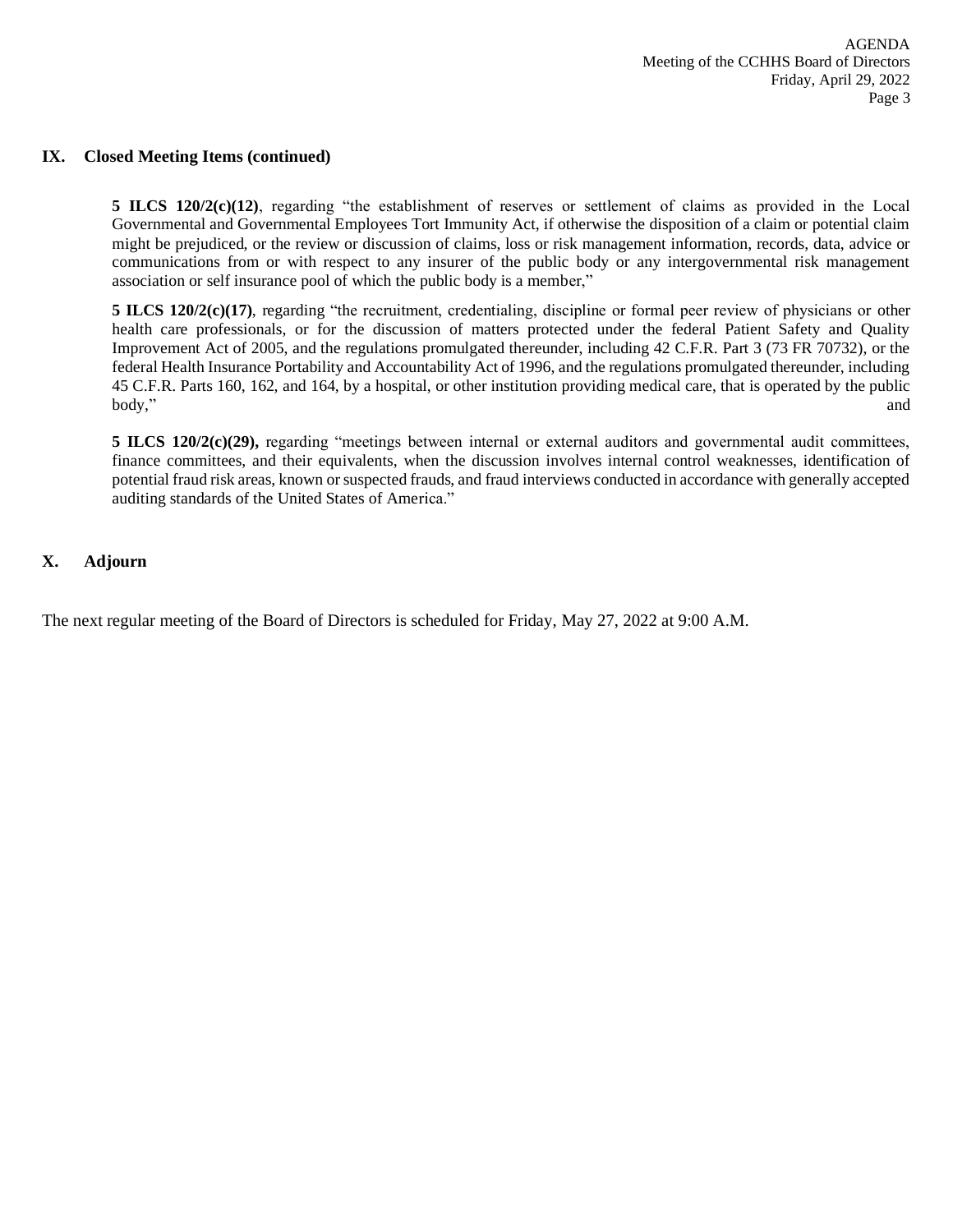## IX. Closed Meeting Items (continued)

**5 ILCS 120/2(c)(12)**, regarding "the establishment of reserves or settlement of claims as provided in the Local Governmental and Governmental Employees Tort Immunity Act, if otherwise the disposition of a claim or potential claim might be prejudiced, or the review or discussion of claims, loss or risk management information, records, data, advice or communications from or with respect to any insurer of the public body or any intergovernmental risk management association or self insurance pool of which the public body is a member,"

**5 ILCS 120/2(c)(17)**, regarding "the recruitment, credentialing, discipline or formal peer review of physicians or other health care professionals, or for the discussion of matters protected under the federal Patient Safety and Quality Improvement Act of 2005, and the regulations promulgated thereunder, including 42 C.F.R. Part 3 (73 FR 70732), or the federal Health Insurance Portability and Accountability Act of 1996, and the regulations promulgated thereunder, including 45 C.F.R. Parts 160, 162, and 164, by a hospital, or other institution providing medical care, that is operated by the public body," and

**5 ILCS 120/2(c)(29),** regarding "meetings between internal or external auditors and governmental audit committees, finance committees, and their equivalents, when the discussion involves internal control weaknesses, identification of potential fraud risk areas, known or suspected frauds, and fraud interviews conducted in accordance with generally accepted auditing standards of the United States of America."

## X. Adjourn

The next regular meeting of the Board of Directors is scheduled for Friday, May 27, 2022 at 9:00 A.M.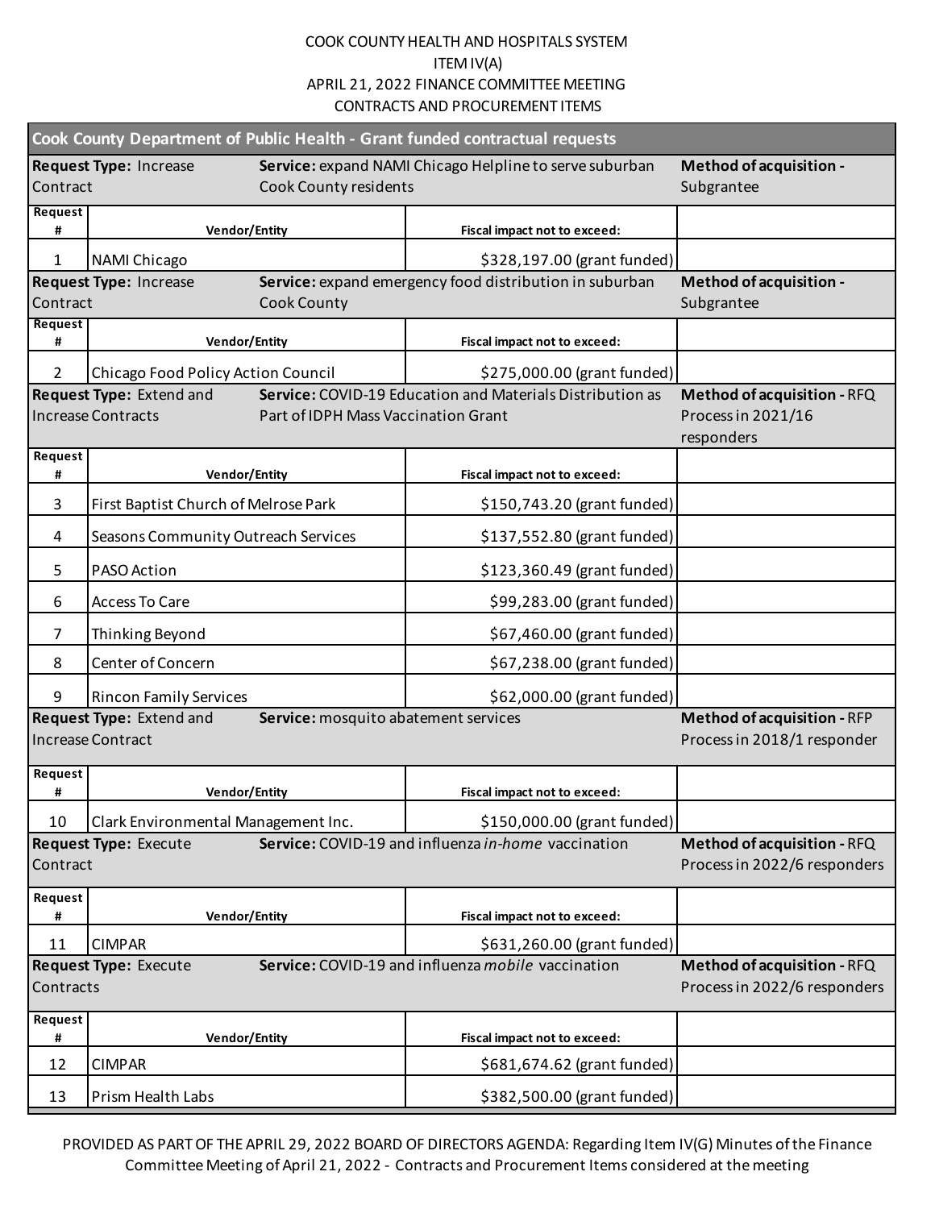COOK COUNTY HEALTH AND HOSPITALS SYSTEM

ITEM IV(A)

APRIL 21, 2022 FINANCE COMMITTEE MEETING

CONTRACTS AND PROCUREMENT ITEMS

| Cook County Department of Public Health - Grant funded contractual requests | | | |
|---|---|---|---|
| **Request Type:** Increase Contract | **Service:** expand NAMI Chicago Helpline to serve suburban Cook County residents | | **Method of acquisition -** Subgrantee |
| **Request #** | **Vendor/Entity** | **Fiscal impact not to exceed:** | |
| 1 | NAMI Chicago | $328,197.00 (grant funded) | |
| **Request Type:** Increase Contract | **Service:** expand emergency food distribution in suburban Cook County | | **Method of acquisition -** Subgrantee |
| **Request #** | **Vendor/Entity** | **Fiscal impact not to exceed:** | |
| 2 | Chicago Food Policy Action Council | $275,000.00 (grant funded) | |
| **Request Type:** Extend and Increase Contracts | **Service:** COVID-19 Education and Materials Distribution as Part of IDPH Mass Vaccination Grant | | **Method of acquisition -** RFQ Process in 2021/16 responders |
| **Request #** | **Vendor/Entity** | **Fiscal impact not to exceed:** | |
| 3 | First Baptist Church of Melrose Park | $150,743.20 (grant funded) | |
| 4 | Seasons Community Outreach Services | $137,552.80 (grant funded) | |
| 5 | PASO Action | $123,360.49 (grant funded) | |
| 6 | Access To Care | $99,283.00 (grant funded) | |
| 7 | Thinking Beyond | $67,460.00 (grant funded) | |
| 8 | Center of Concern | $67,238.00 (grant funded) | |
| 9 | Rincon Family Services | $62,000.00 (grant funded) | |
| **Request Type:** Extend and Increase Contract | **Service:** mosquito abatement services | | **Method of acquisition -** RFP Process in 2018/1 responder |
| **Request #** | **Vendor/Entity** | **Fiscal impact not to exceed:** | |
| 10 | Clark Environmental Management Inc. | $150,000.00 (grant funded) | |
| **Request Type:** Execute Contract | **Service:** COVID-19 and influenza *in-home* vaccination | | **Method of acquisition -** RFQ Process in 2022/6 responders |
| **Request #** | **Vendor/Entity** | **Fiscal impact not to exceed:** | |
| 11 | CIMPAR | $631,260.00 (grant funded) | |
| **Request Type:** Execute Contracts | **Service:** COVID-19 and influenza *mobile* vaccination | | **Method of acquisition -** RFQ Process in 2022/6 responders |
| **Request #** | **Vendor/Entity** | **Fiscal impact not to exceed:** | |
| 12 | CIMPAR | $681,674.62 (grant funded) | |
| 13 | Prism Health Labs | $382,500.00 (grant funded) | |

PROVIDED AS PART OF THE APRIL 29, 2022 BOARD OF DIRECTORS AGENDA: Regarding Item IV(G) Minutes of the Finance Committee Meeting of April 21, 2022 - Contracts and Procurement Items considered at the meeting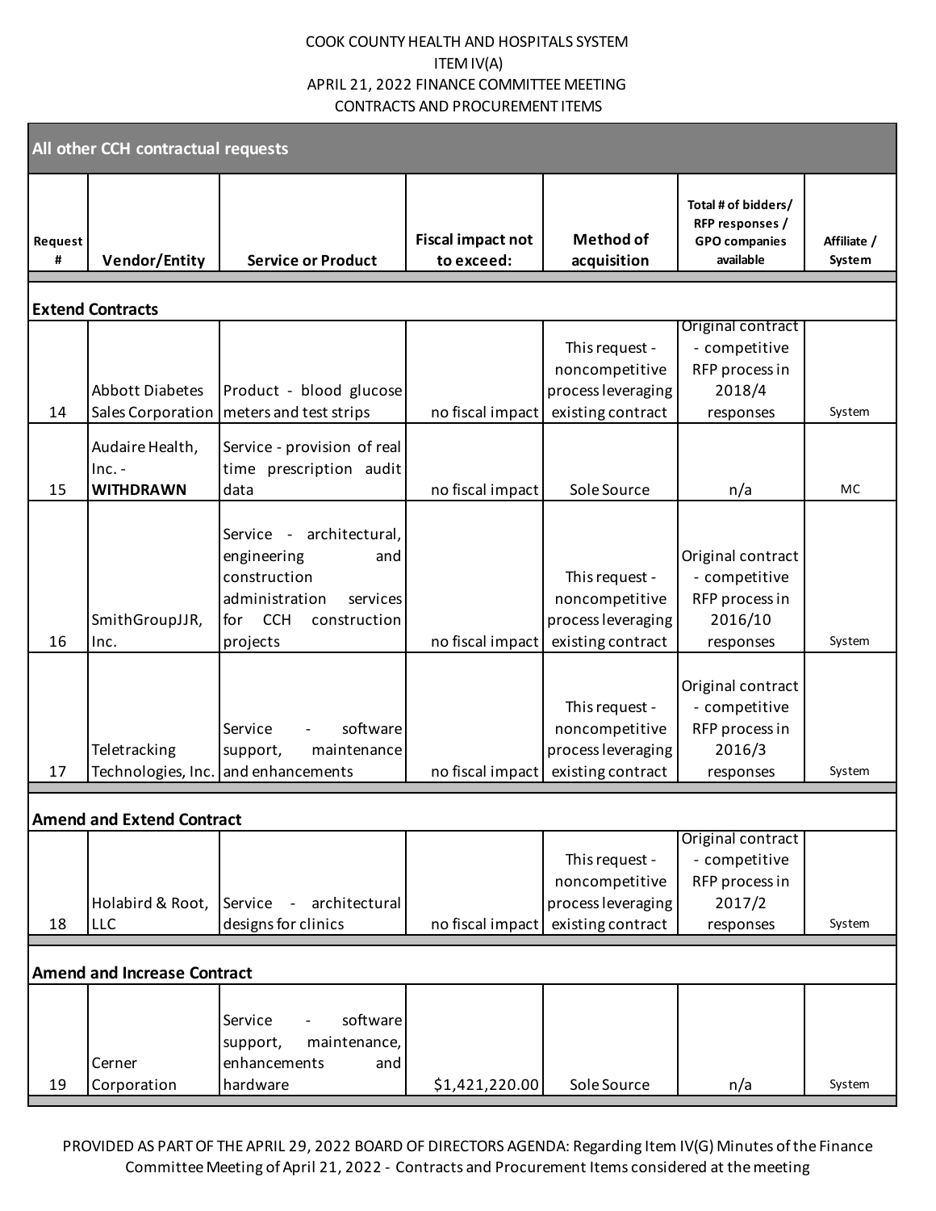COOK COUNTY HEALTH AND HOSPITALS SYSTEM
ITEM IV(A)
APRIL 21, 2022 FINANCE COMMITTEE MEETING
CONTRACTS AND PROCUREMENT ITEMS

| All other CCH contractual requests | | | | | | |
|---|---|---|---|---|---|---|
| **Request #** | **Vendor/Entity** | **Service or Product** | **Fiscal impact not to exceed:** | **Method of acquisition** | **Total # of bidders/ RFP responses / GPO companies available** | **Affiliate / System** |
| **Extend Contracts** | | | | | | |
| 14 | Abbott Diabetes Sales Corporation | Product - blood glucose meters and test strips | no fiscal impact | This request - noncompetitive process leveraging existing contract | Original contract - competitive RFP process in 2018/4 responses | System |
| 15 | Audaire Health, Inc. - **WITHDRAWN** | Service - provision of real time prescription audit data | no fiscal impact | Sole Source | n/a | MC |
| 16 | SmithGroupJJR, Inc. | Service - architectural, engineering and construction administration services for CCH construction projects | no fiscal impact | This request - noncompetitive process leveraging existing contract | Original contract - competitive RFP process in 2016/10 responses | System |
| 17 | Teletracking Technologies, Inc. | Service - software support, maintenance and enhancements | no fiscal impact | This request - noncompetitive process leveraging existing contract | Original contract - competitive RFP process in 2016/3 responses | System |
| **Amend and Extend Contract** | | | | | | |
| 18 | Holabird & Root, LLC | Service - architectural designs for clinics | no fiscal impact | This request - noncompetitive process leveraging existing contract | Original contract - competitive RFP process in 2017/2 responses | System |
| **Amend and Increase Contract** | | | | | | |
| 19 | Cerner Corporation | Service - software support, maintenance, enhancements and hardware | $1,421,220.00 | Sole Source | n/a | System |

PROVIDED AS PART OF THE APRIL 29, 2022 BOARD OF DIRECTORS AGENDA: Regarding Item IV(G) Minutes of the Finance Committee Meeting of April 21, 2022 - Contracts and Procurement Items considered at the meeting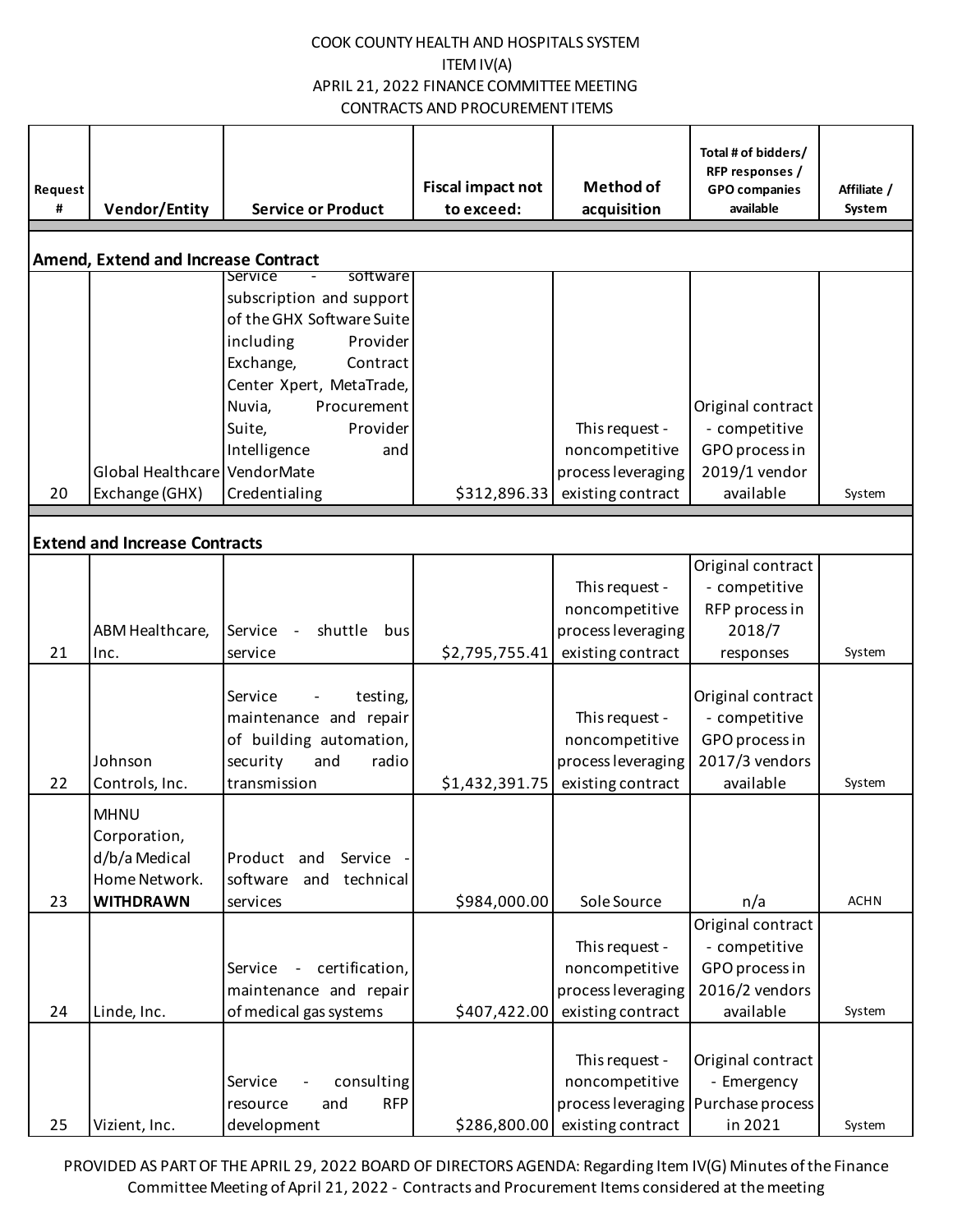COOK COUNTY HEALTH AND HOSPITALS SYSTEM
ITEM IV(A)
APRIL 21, 2022 FINANCE COMMITTEE MEETING
CONTRACTS AND PROCUREMENT ITEMS

| Request # | Vendor/Entity | Service or Product | Fiscal impact not to exceed: | Method of acquisition | Total # of bidders/ RFP responses / GPO companies available | Affiliate / System |
|---|---|---|---|---|---|---|
| **Amend, Extend and Increase Contract** | | | | | | |
| 20 | Global Healthcare Exchange (GHX) | Service - software subscription and support of the GHX Software Suite including Provider Exchange, Contract Center Xpert, MetaTrade, Nuvia, Procurement Suite, Provider Intelligence and VendorMate Credentialing | $312,896.33 | This request - noncompetitive process leveraging existing contract | Original contract - competitive GPO process in 2019/1 vendor available | System |
| **Extend and Increase Contracts** | | | | | | |
| 21 | ABM Healthcare, Inc. | Service - shuttle bus service | $2,795,755.41 | This request - noncompetitive process leveraging existing contract | Original contract - competitive RFP process in 2018/7 responses | System |
| 22 | Johnson Controls, Inc. | Service - testing, maintenance and repair of building automation, security and radio transmission | $1,432,391.75 | This request - noncompetitive process leveraging existing contract | Original contract - competitive GPO process in 2017/3 vendors available | System |
| 23 | MHNU Corporation, d/b/a Medical Home Network. **WITHDRAWN** | Product and Service - software and technical services | $984,000.00 | Sole Source | n/a | ACHN |
| 24 | Linde, Inc. | Service - certification, maintenance and repair of medical gas systems | $407,422.00 | This request - noncompetitive process leveraging existing contract | Original contract - competitive GPO process in 2016/2 vendors available | System |
| 25 | Vizient, Inc. | Service - consulting resource and RFP development | $286,800.00 | This request - noncompetitive process leveraging existing contract | Original contract - Emergency Purchase process in 2021 | System |

PROVIDED AS PART OF THE APRIL 29, 2022 BOARD OF DIRECTORS AGENDA: Regarding Item IV(G) Minutes of the Finance Committee Meeting of April 21, 2022 - Contracts and Procurement Items considered at the meeting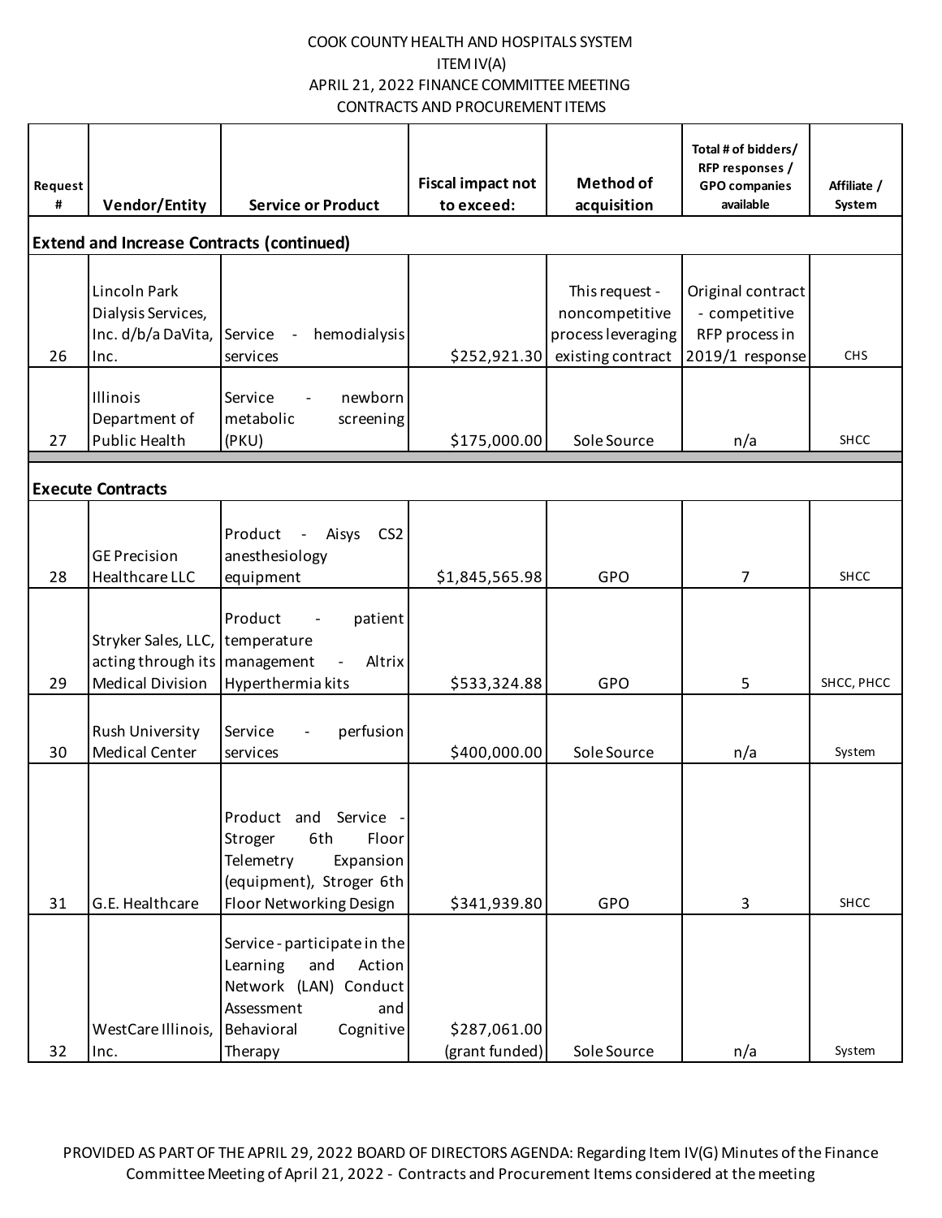COOK COUNTY HEALTH AND HOSPITALS SYSTEM
ITEM IV(A)
APRIL 21, 2022 FINANCE COMMITTEE MEETING
CONTRACTS AND PROCUREMENT ITEMS

| Request # | Vendor/Entity | Service or Product | Fiscal impact not to exceed: | Method of acquisition | Total # of bidders/ RFP responses / GPO companies available | Affiliate / System |
|---|---|---|---|---|---|---|
| **Extend and Increase Contracts (continued)** | | | | | | |
| 26 | Lincoln Park Dialysis Services, Inc. d/b/a DaVita, Inc. | Service - hemodialysis services | $252,921.30 | This request - noncompetitive process leveraging existing contract | Original contract - competitive RFP process in 2019/1 response | CHS |
| 27 | Illinois Department of Public Health | Service - newborn metabolic screening (PKU) | $175,000.00 | Sole Source | n/a | SHCC |
| **Execute Contracts** | | | | | | |
| 28 | GE Precision Healthcare LLC | Product - Aisys CS2 anesthesiology equipment | $1,845,565.98 | GPO | 7 | SHCC |
| 29 | Stryker Sales, LLC, acting through its Medical Division | Product - patient temperature management - Altrix Hyperthermia kits | $533,324.88 | GPO | 5 | SHCC, PHCC |
| 30 | Rush University Medical Center | Service - perfusion services | $400,000.00 | Sole Source | n/a | System |
| 31 | G.E. Healthcare | Product and Service - Stroger 6th Floor Telemetry Expansion (equipment), Stroger 6th Floor Networking Design | $341,939.80 | GPO | 3 | SHCC |
| 32 | WestCare Illinois, Inc. | Service - participate in the Learning and Action Network (LAN) Conduct Assessment and Behavioral Cognitive Therapy | $287,061.00 (grant funded) | Sole Source | n/a | System |

PROVIDED AS PART OF THE APRIL 29, 2022 BOARD OF DIRECTORS AGENDA: Regarding Item IV(G) Minutes of the Finance Committee Meeting of April 21, 2022 - Contracts and Procurement Items considered at the meeting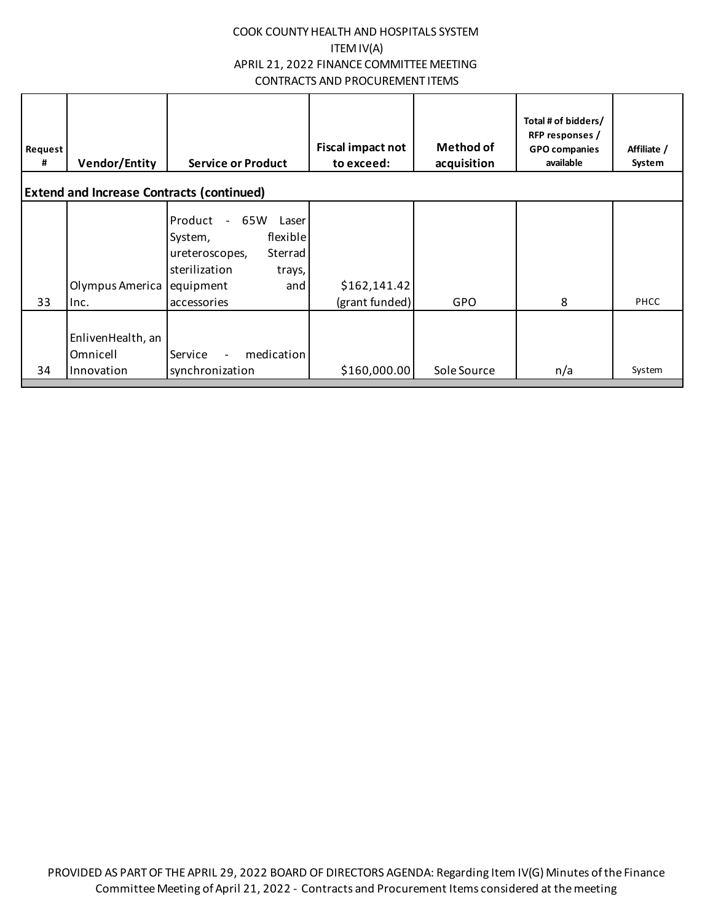COOK COUNTY HEALTH AND HOSPITALS SYSTEM
ITEM IV(A)
APRIL 21, 2022 FINANCE COMMITTEE MEETING
CONTRACTS AND PROCUREMENT ITEMS

| Request # | Vendor/Entity | Service or Product | Fiscal impact not to exceed: | Method of acquisition | Total # of bidders/ RFP responses / GPO companies available | Affiliate / System |
|---|---|---|---|---|---|---|
| **Extend and Increase Contracts (continued)** | | | | | | |
| 33 | Olympus America Inc. | Product - 65W Laser System, flexible ureteroscopes, Sterrad sterilization trays, equipment and accessories | $162,141.42 (grant funded) | GPO | 8 | PHCC |
| 34 | EnlivenHealth, an Omnicell Innovation | Service - medication synchronization | $160,000.00 | Sole Source | n/a | System |

PROVIDED AS PART OF THE APRIL 29, 2022 BOARD OF DIRECTORS AGENDA: Regarding Item IV(G) Minutes of the Finance Committee Meeting of April 21, 2022 - Contracts and Procurement Items considered at the meeting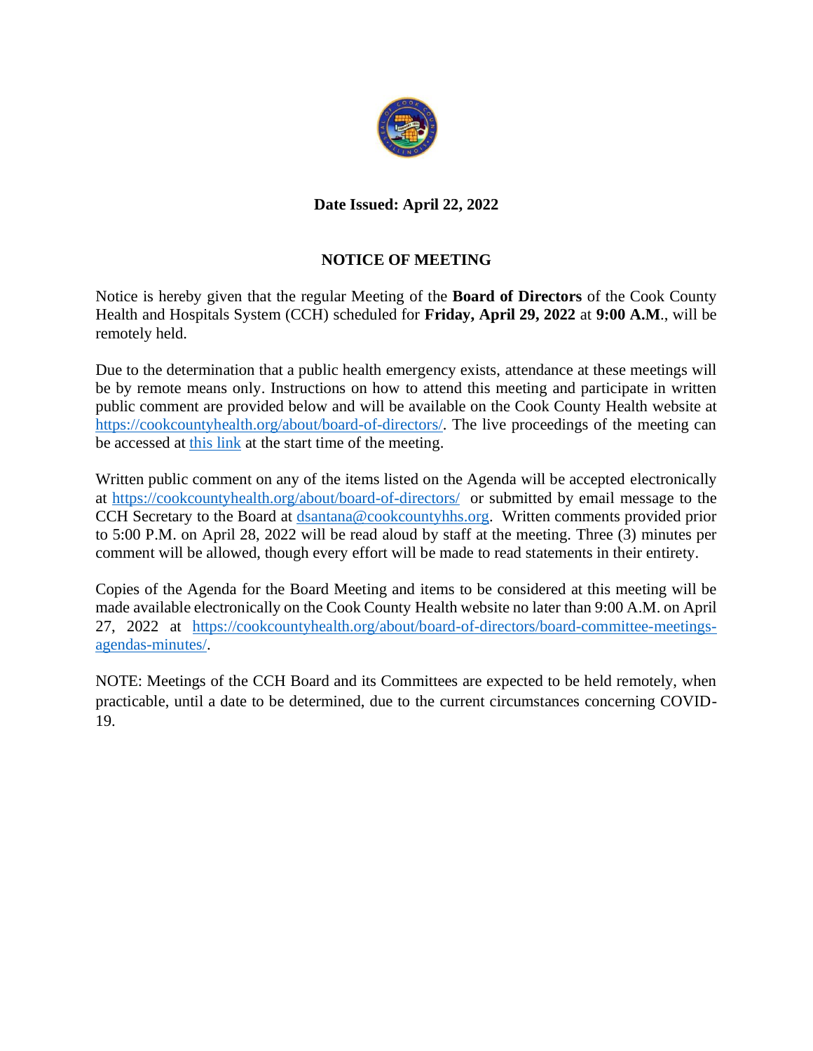**Date Issued: April 22, 2022**

## NOTICE OF MEETING

Notice is hereby given that the regular Meeting of the **Board of Directors** of the Cook County Health and Hospitals System (CCH) scheduled for **Friday, April 29, 2022** at **9:00 A.M**., will be remotely held.

Due to the determination that a public health emergency exists, attendance at these meetings will be by remote means only. Instructions on how to attend this meeting and participate in written public comment are provided below and will be available on the Cook County Health website at https://cookcountyhealth.org/about/board-of-directors/. The live proceedings of the meeting can be accessed at this link at the start time of the meeting.

Written public comment on any of the items listed on the Agenda will be accepted electronically at https://cookcountyhealth.org/about/board-of-directors/ or submitted by email message to the CCH Secretary to the Board at dsantana@cookcountyhhs.org. Written comments provided prior to 5:00 P.M. on April 28, 2022 will be read aloud by staff at the meeting. Three (3) minutes per comment will be allowed, though every effort will be made to read statements in their entirety.

Copies of the Agenda for the Board Meeting and items to be considered at this meeting will be made available electronically on the Cook County Health website no later than 9:00 A.M. on April 27, 2022 at https://cookcountyhealth.org/about/board-of-directors/board-committee-meetings-agendas-minutes/.

NOTE: Meetings of the CCH Board and its Committees are expected to be held remotely, when practicable, until a date to be determined, due to the current circumstances concerning COVID-19.